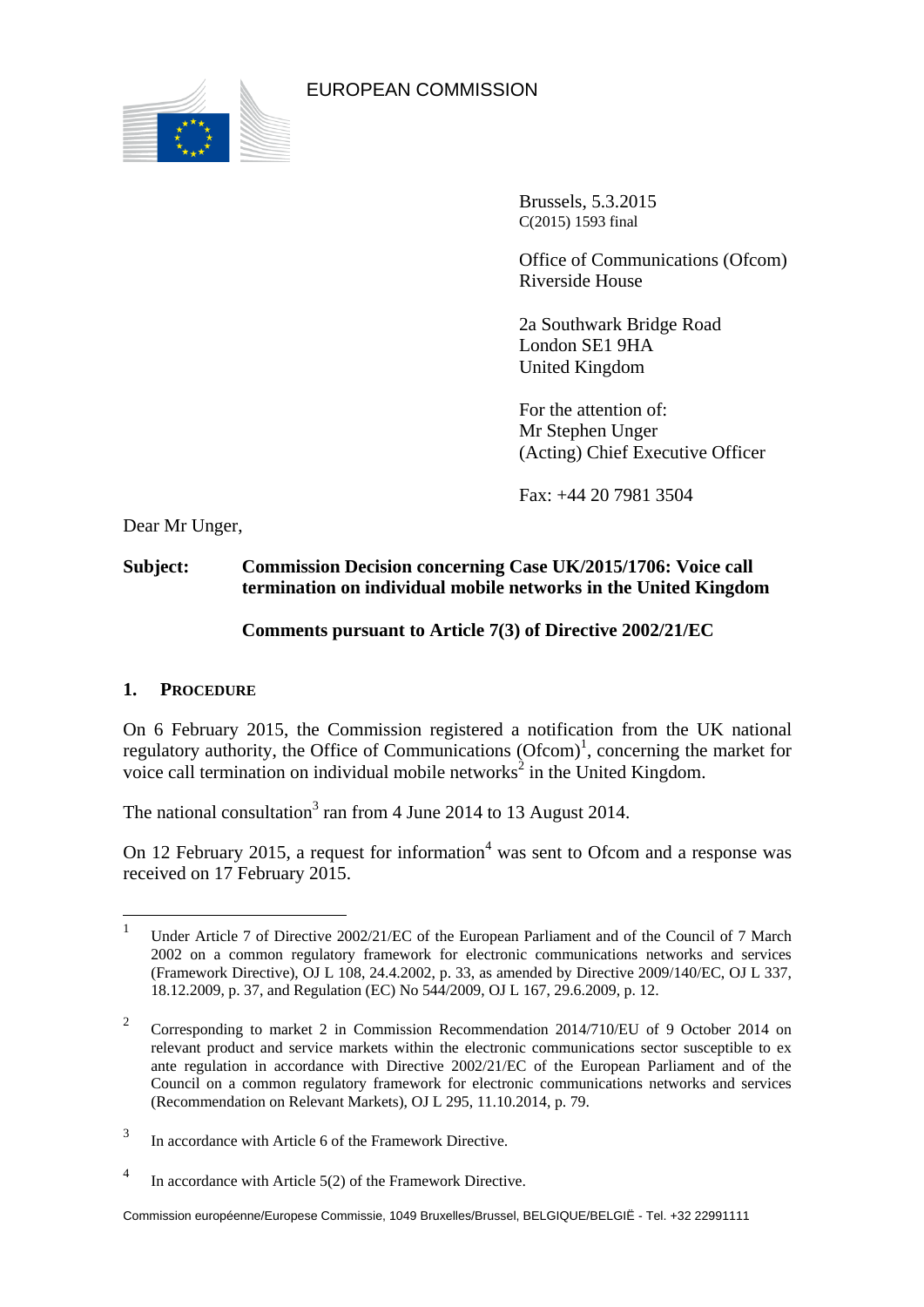EUROPEAN COMMISSION

Brussels, 5.3.2015
C(2015) 1593 final

Office of Communications (Ofcom)
Riverside House

2a Southwark Bridge Road
London SE1 9HA
United Kingdom

For the attention of:
Mr Stephen Unger
(Acting) Chief Executive Officer

Fax: +44 20 7981 3504

Dear Mr Unger,

**Subject: Commission Decision concerning Case UK/2015/1706: Voice call termination on individual mobile networks in the United Kingdom**

**Comments pursuant to Article 7(3) of Directive 2002/21/EC**

## 1. PROCEDURE

On 6 February 2015, the Commission registered a notification from the UK national regulatory authority, the Office of Communications (Ofcom)[1], concerning the market for voice call termination on individual mobile networks[2] in the United Kingdom.

The national consultation[3] ran from 4 June 2014 to 13 August 2014.

On 12 February 2015, a request for information[4] was sent to Ofcom and a response was received on 17 February 2015.

---

[1] Under Article 7 of Directive 2002/21/EC of the European Parliament and of the Council of 7 March 2002 on a common regulatory framework for electronic communications networks and services (Framework Directive), OJ L 108, 24.4.2002, p. 33, as amended by Directive 2009/140/EC, OJ L 337, 18.12.2009, p. 37, and Regulation (EC) No 544/2009, OJ L 167, 29.6.2009, p. 12.

[2] Corresponding to market 2 in Commission Recommendation 2014/710/EU of 9 October 2014 on relevant product and service markets within the electronic communications sector susceptible to ex ante regulation in accordance with Directive 2002/21/EC of the European Parliament and of the Council on a common regulatory framework for electronic communications networks and services (Recommendation on Relevant Markets), OJ L 295, 11.10.2014, p. 79.

[3] In accordance with Article 6 of the Framework Directive.

[4] In accordance with Article 5(2) of the Framework Directive.

Commission européenne/Europese Commissie, 1049 Bruxelles/Brussel, BELGIQUE/BELGIË - Tel. +32 22991111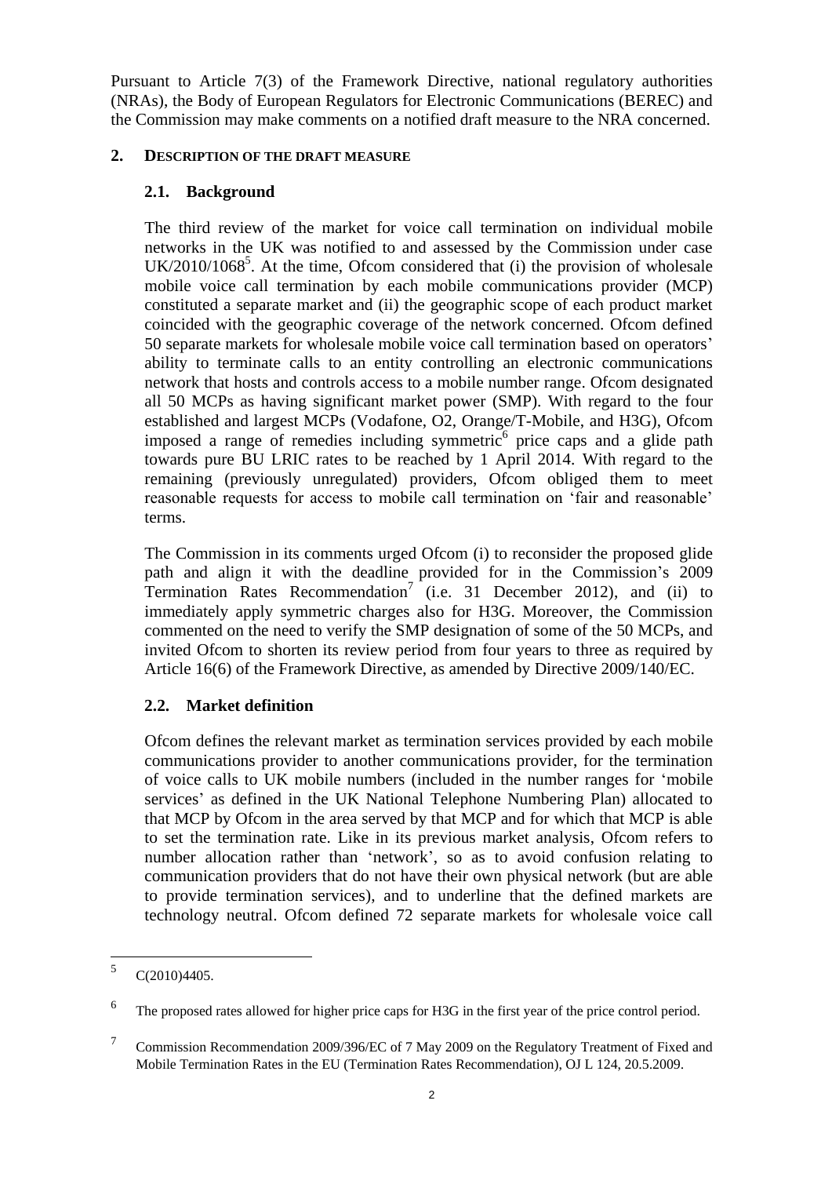Pursuant to Article 7(3) of the Framework Directive, national regulatory authorities (NRAs), the Body of European Regulators for Electronic Communications (BEREC) and the Commission may make comments on a notified draft measure to the NRA concerned.

## 2. Description of the draft measure

### 2.1. Background

The third review of the market for voice call termination on individual mobile networks in the UK was notified to and assessed by the Commission under case UK/2010/1068[5]. At the time, Ofcom considered that (i) the provision of wholesale mobile voice call termination by each mobile communications provider (MCP) constituted a separate market and (ii) the geographic scope of each product market coincided with the geographic coverage of the network concerned. Ofcom defined 50 separate markets for wholesale mobile voice call termination based on operators' ability to terminate calls to an entity controlling an electronic communications network that hosts and controls access to a mobile number range. Ofcom designated all 50 MCPs as having significant market power (SMP). With regard to the four established and largest MCPs (Vodafone, O2, Orange/T-Mobile, and H3G), Ofcom imposed a range of remedies including symmetric[6] price caps and a glide path towards pure BU LRIC rates to be reached by 1 April 2014. With regard to the remaining (previously unregulated) providers, Ofcom obliged them to meet reasonable requests for access to mobile call termination on 'fair and reasonable' terms.

The Commission in its comments urged Ofcom (i) to reconsider the proposed glide path and align it with the deadline provided for in the Commission's 2009 Termination Rates Recommendation[7] (i.e. 31 December 2012), and (ii) to immediately apply symmetric charges also for H3G. Moreover, the Commission commented on the need to verify the SMP designation of some of the 50 MCPs, and invited Ofcom to shorten its review period from four years to three as required by Article 16(6) of the Framework Directive, as amended by Directive 2009/140/EC.

### 2.2. Market definition

Ofcom defines the relevant market as termination services provided by each mobile communications provider to another communications provider, for the termination of voice calls to UK mobile numbers (included in the number ranges for 'mobile services' as defined in the UK National Telephone Numbering Plan) allocated to that MCP by Ofcom in the area served by that MCP and for which that MCP is able to set the termination rate. Like in its previous market analysis, Ofcom refers to number allocation rather than 'network', so as to avoid confusion relating to communication providers that do not have their own physical network (but are able to provide termination services), and to underline that the defined markets are technology neutral. Ofcom defined 72 separate markets for wholesale voice call

---

[5] C(2010)4405.

[6] The proposed rates allowed for higher price caps for H3G in the first year of the price control period.

[7] Commission Recommendation 2009/396/EC of 7 May 2009 on the Regulatory Treatment of Fixed and Mobile Termination Rates in the EU (Termination Rates Recommendation), OJ L 124, 20.5.2009.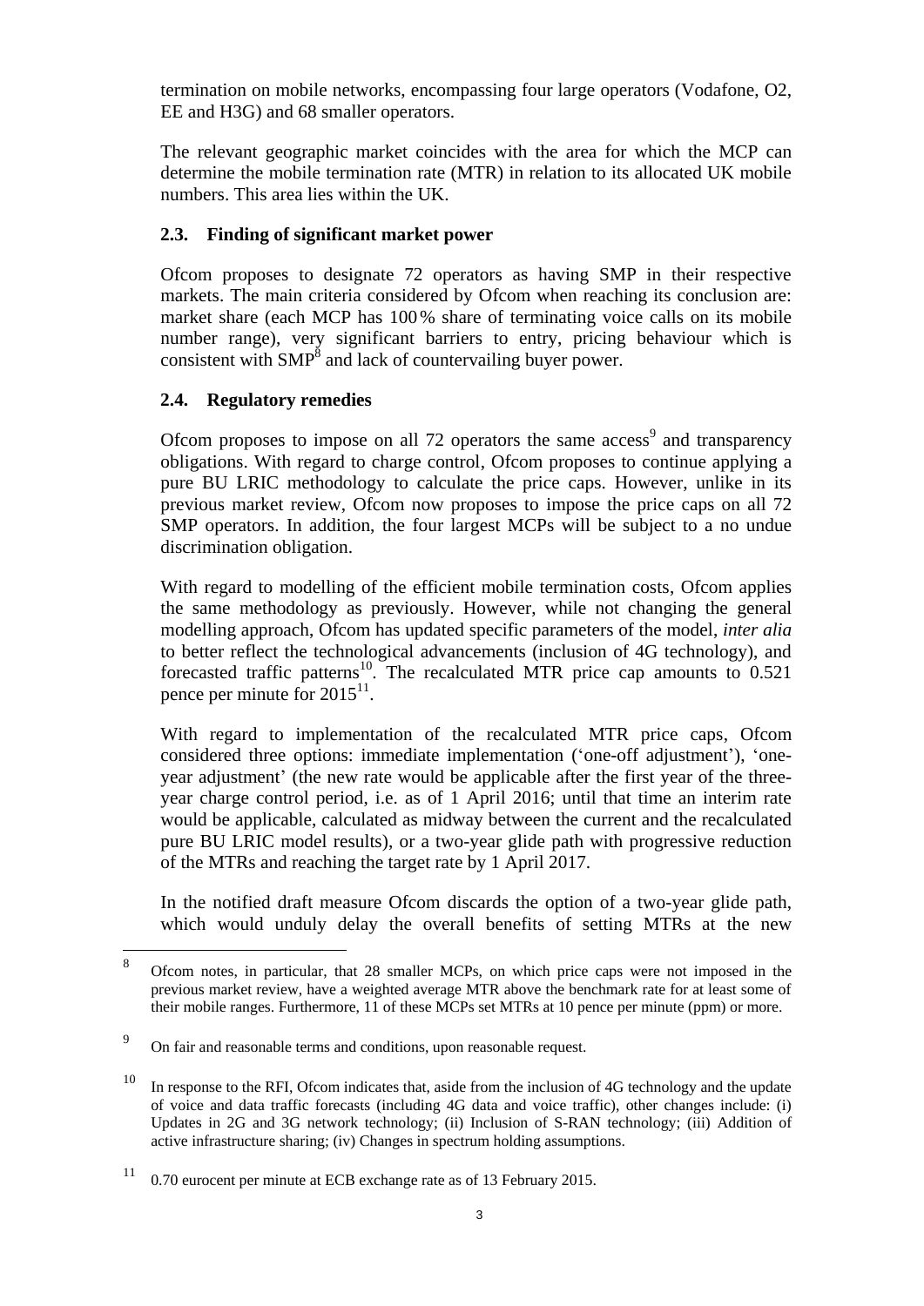termination on mobile networks, encompassing four large operators (Vodafone, O2, EE and H3G) and 68 smaller operators.

The relevant geographic market coincides with the area for which the MCP can determine the mobile termination rate (MTR) in relation to its allocated UK mobile numbers. This area lies within the UK.

### 2.3. Finding of significant market power

Ofcom proposes to designate 72 operators as having SMP in their respective markets. The main criteria considered by Ofcom when reaching its conclusion are: market share (each MCP has 100 % share of terminating voice calls on its mobile number range), very significant barriers to entry, pricing behaviour which is consistent with SMP[8] and lack of countervailing buyer power.

### 2.4. Regulatory remedies

Ofcom proposes to impose on all 72 operators the same access[9] and transparency obligations. With regard to charge control, Ofcom proposes to continue applying a pure BU LRIC methodology to calculate the price caps. However, unlike in its previous market review, Ofcom now proposes to impose the price caps on all 72 SMP operators. In addition, the four largest MCPs will be subject to a no undue discrimination obligation.

With regard to modelling of the efficient mobile termination costs, Ofcom applies the same methodology as previously. However, while not changing the general modelling approach, Ofcom has updated specific parameters of the model, *inter alia* to better reflect the technological advancements (inclusion of 4G technology), and forecasted traffic patterns[10]. The recalculated MTR price cap amounts to 0.521 pence per minute for 2015[11].

With regard to implementation of the recalculated MTR price caps, Ofcom considered three options: immediate implementation ('one-off adjustment'), 'one-year adjustment' (the new rate would be applicable after the first year of the three-year charge control period, i.e. as of 1 April 2016; until that time an interim rate would be applicable, calculated as midway between the current and the recalculated pure BU LRIC model results), or a two-year glide path with progressive reduction of the MTRs and reaching the target rate by 1 April 2017.

In the notified draft measure Ofcom discards the option of a two-year glide path, which would unduly delay the overall benefits of setting MTRs at the new

---

[8] Ofcom notes, in particular, that 28 smaller MCPs, on which price caps were not imposed in the previous market review, have a weighted average MTR above the benchmark rate for at least some of their mobile ranges. Furthermore, 11 of these MCPs set MTRs at 10 pence per minute (ppm) or more.

[9] On fair and reasonable terms and conditions, upon reasonable request.

[10] In response to the RFI, Ofcom indicates that, aside from the inclusion of 4G technology and the update of voice and data traffic forecasts (including 4G data and voice traffic), other changes include: (i) Updates in 2G and 3G network technology; (ii) Inclusion of S-RAN technology; (iii) Addition of active infrastructure sharing; (iv) Changes in spectrum holding assumptions.

[11] 0.70 eurocent per minute at ECB exchange rate as of 13 February 2015.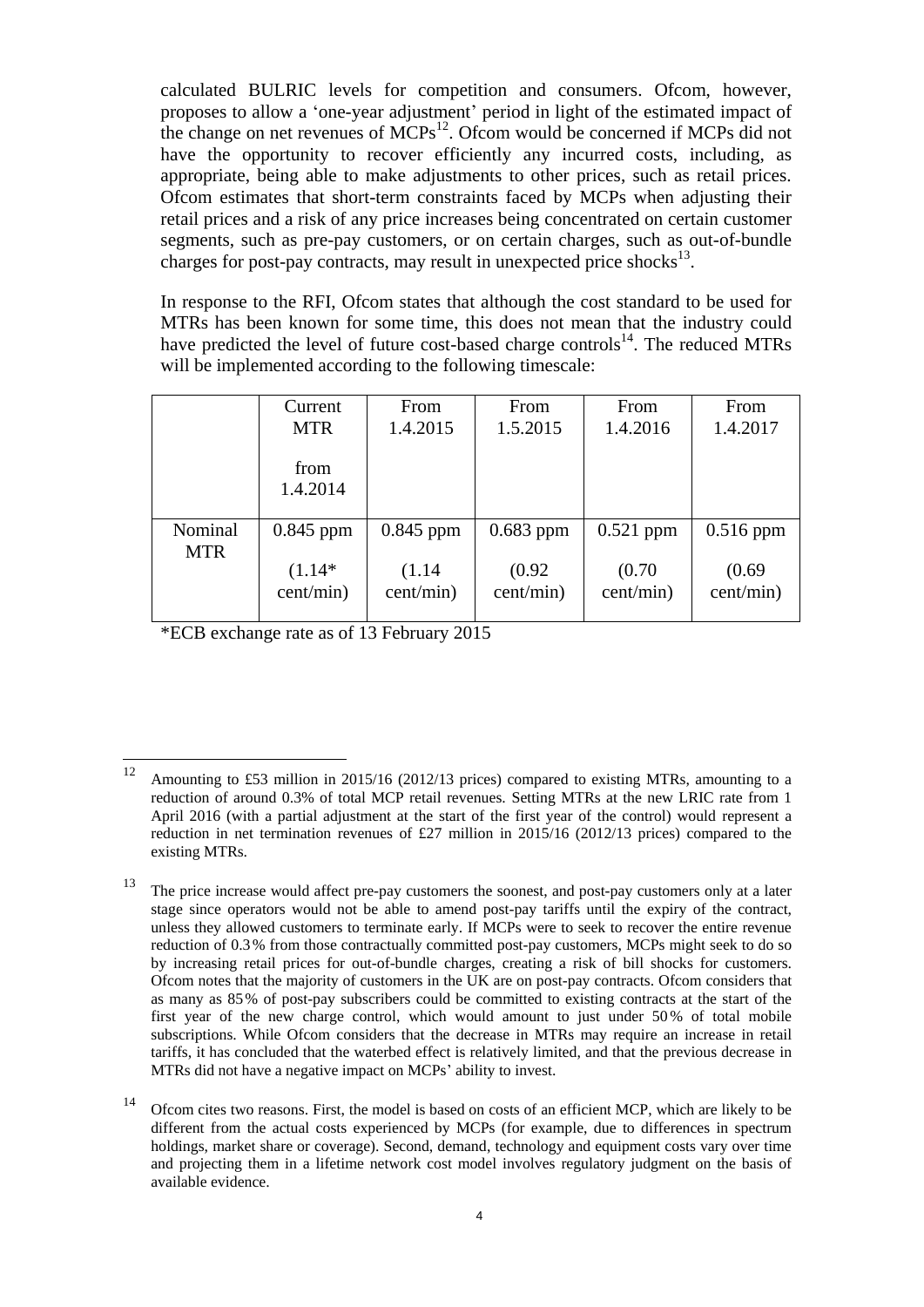calculated BULRIC levels for competition and consumers. Ofcom, however, proposes to allow a 'one-year adjustment' period in light of the estimated impact of the change on net revenues of MCPs[12]. Ofcom would be concerned if MCPs did not have the opportunity to recover efficiently any incurred costs, including, as appropriate, being able to make adjustments to other prices, such as retail prices. Ofcom estimates that short-term constraints faced by MCPs when adjusting their retail prices and a risk of any price increases being concentrated on certain customer segments, such as pre-pay customers, or on certain charges, such as out-of-bundle charges for post-pay contracts, may result in unexpected price shocks[13].

In response to the RFI, Ofcom states that although the cost standard to be used for MTRs has been known for some time, this does not mean that the industry could have predicted the level of future cost-based charge controls[14]. The reduced MTRs will be implemented according to the following timescale:

| | Current MTR from 1.4.2014 | From 1.4.2015 | From 1.5.2015 | From 1.4.2016 | From 1.4.2017 |
|---|---|---|---|---|---|
| Nominal MTR | 0.845 ppm (1.14* cent/min) | 0.845 ppm (1.14 cent/min) | 0.683 ppm (0.92 cent/min) | 0.521 ppm (0.70 cent/min) | 0.516 ppm (0.69 cent/min) |

*ECB exchange rate as of 13 February 2015

[12] Amounting to £53 million in 2015/16 (2012/13 prices) compared to existing MTRs, amounting to a reduction of around 0.3% of total MCP retail revenues. Setting MTRs at the new LRIC rate from 1 April 2016 (with a partial adjustment at the start of the first year of the control) would represent a reduction in net termination revenues of £27 million in 2015/16 (2012/13 prices) compared to the existing MTRs.

[13] The price increase would affect pre-pay customers the soonest, and post-pay customers only at a later stage since operators would not be able to amend post-pay tariffs until the expiry of the contract, unless they allowed customers to terminate early. If MCPs were to seek to recover the entire revenue reduction of 0.3% from those contractually committed post-pay customers, MCPs might seek to do so by increasing retail prices for out-of-bundle charges, creating a risk of bill shocks for customers. Ofcom notes that the majority of customers in the UK are on post-pay contracts. Ofcom considers that as many as 85% of post-pay subscribers could be committed to existing contracts at the start of the first year of the new charge control, which would amount to just under 50% of total mobile subscriptions. While Ofcom considers that the decrease in MTRs may require an increase in retail tariffs, it has concluded that the waterbed effect is relatively limited, and that the previous decrease in MTRs did not have a negative impact on MCPs' ability to invest.

[14] Ofcom cites two reasons. First, the model is based on costs of an efficient MCP, which are likely to be different from the actual costs experienced by MCPs (for example, due to differences in spectrum holdings, market share or coverage). Second, demand, technology and equipment costs vary over time and projecting them in a lifetime network cost model involves regulatory judgment on the basis of available evidence.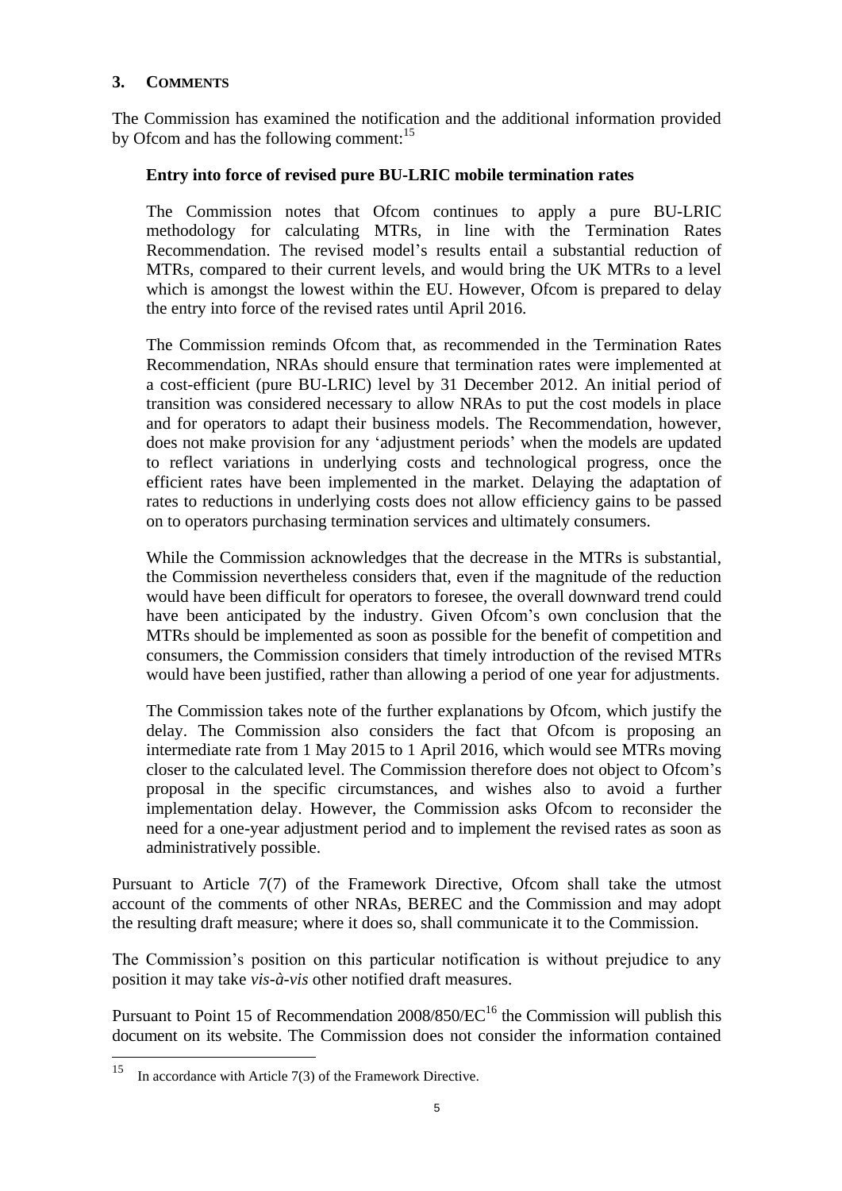## 3. COMMENTS

The Commission has examined the notification and the additional information provided by Ofcom and has the following comment:[15]

**Entry into force of revised pure BU-LRIC mobile termination rates**

The Commission notes that Ofcom continues to apply a pure BU-LRIC methodology for calculating MTRs, in line with the Termination Rates Recommendation. The revised model's results entail a substantial reduction of MTRs, compared to their current levels, and would bring the UK MTRs to a level which is amongst the lowest within the EU. However, Ofcom is prepared to delay the entry into force of the revised rates until April 2016.

The Commission reminds Ofcom that, as recommended in the Termination Rates Recommendation, NRAs should ensure that termination rates were implemented at a cost-efficient (pure BU-LRIC) level by 31 December 2012. An initial period of transition was considered necessary to allow NRAs to put the cost models in place and for operators to adapt their business models. The Recommendation, however, does not make provision for any 'adjustment periods' when the models are updated to reflect variations in underlying costs and technological progress, once the efficient rates have been implemented in the market. Delaying the adaptation of rates to reductions in underlying costs does not allow efficiency gains to be passed on to operators purchasing termination services and ultimately consumers.

While the Commission acknowledges that the decrease in the MTRs is substantial, the Commission nevertheless considers that, even if the magnitude of the reduction would have been difficult for operators to foresee, the overall downward trend could have been anticipated by the industry. Given Ofcom's own conclusion that the MTRs should be implemented as soon as possible for the benefit of competition and consumers, the Commission considers that timely introduction of the revised MTRs would have been justified, rather than allowing a period of one year for adjustments.

The Commission takes note of the further explanations by Ofcom, which justify the delay. The Commission also considers the fact that Ofcom is proposing an intermediate rate from 1 May 2015 to 1 April 2016, which would see MTRs moving closer to the calculated level. The Commission therefore does not object to Ofcom's proposal in the specific circumstances, and wishes also to avoid a further implementation delay. However, the Commission asks Ofcom to reconsider the need for a one-year adjustment period and to implement the revised rates as soon as administratively possible.

Pursuant to Article 7(7) of the Framework Directive, Ofcom shall take the utmost account of the comments of other NRAs, BEREC and the Commission and may adopt the resulting draft measure; where it does so, shall communicate it to the Commission.

The Commission's position on this particular notification is without prejudice to any position it may take *vis-à-vis* other notified draft measures.

Pursuant to Point 15 of Recommendation 2008/850/EC[16] the Commission will publish this document on its website. The Commission does not consider the information contained

---

[15] In accordance with Article 7(3) of the Framework Directive.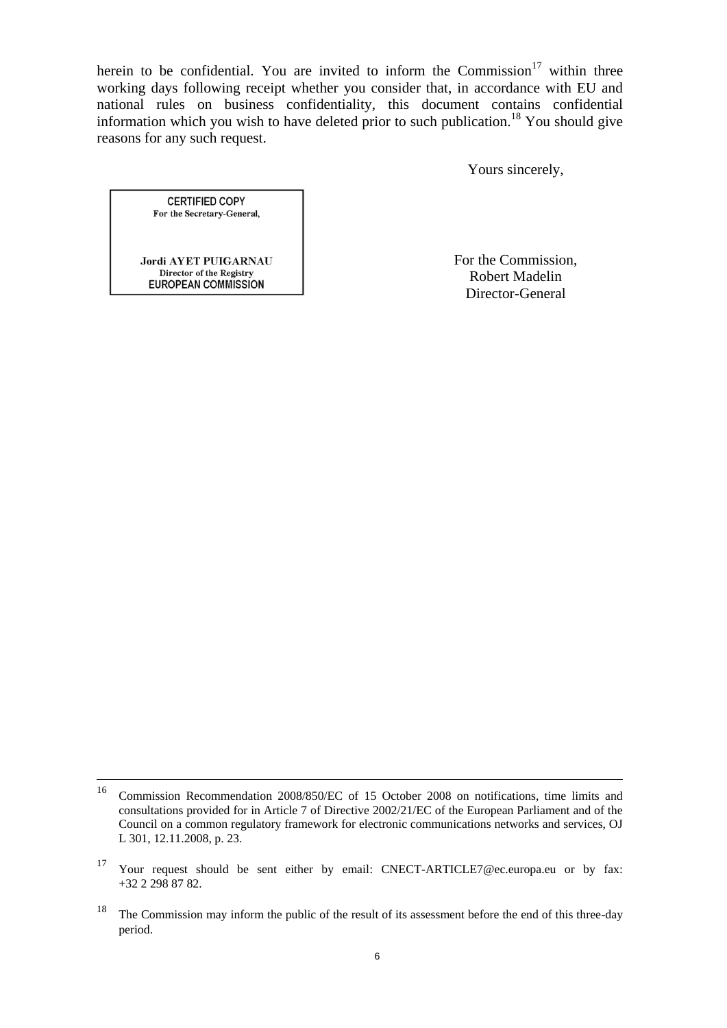herein to be confidential. You are invited to inform the Commission[17] within three working days following receipt whether you consider that, in accordance with EU and national rules on business confidentiality, this document contains confidential information which you wish to have deleted prior to such publication.[18] You should give reasons for any such request.

Yours sincerely,

CERTIFIED COPY
For the Secretary-General,

Jordi AYET PUIGARNAU
Director of the Registry
EUROPEAN COMMISSION

For the Commission,
Robert Madelin
Director-General

---

[16] Commission Recommendation 2008/850/EC of 15 October 2008 on notifications, time limits and consultations provided for in Article 7 of Directive 2002/21/EC of the European Parliament and of the Council on a common regulatory framework for electronic communications networks and services, OJ L 301, 12.11.2008, p. 23.

[17] Your request should be sent either by email: CNECT-ARTICLE7@ec.europa.eu or by fax: +32 2 298 87 82.

[18] The Commission may inform the public of the result of its assessment before the end of this three-day period.